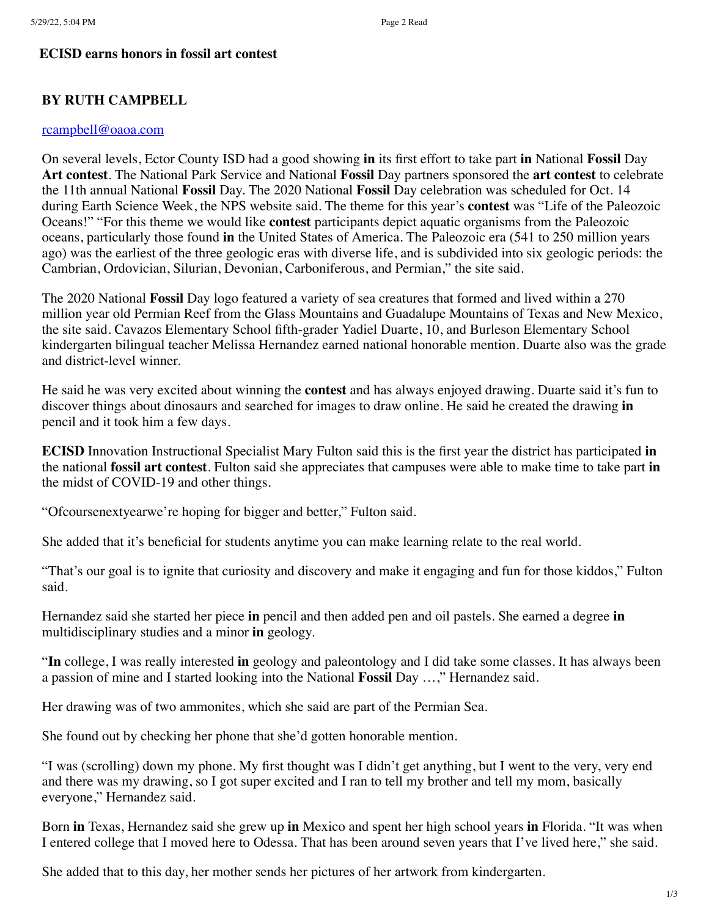**ECISD earns honors in fossil art contest**

**BY RUTH CAMPBELL**

rcampbell@oaoa.com

On several levels, Ector County ISD had a good showing **in** its first effort to take part **in** National **Fossil** Day **Art contest**. The National Park Service and National **Fossil** Day partners sponsored the **art contest** to celebrate the 11th annual National **Fossil** Day. The 2020 National **Fossil** Day celebration was scheduled for Oct. 14 during Earth Science Week, the NPS website said. The theme for this year's **contest** was "Life of the Paleozoic Oceans!" "For this theme we would like **contest** participants depict aquatic organisms from the Paleozoic oceans, particularly those found **in** the United States of America. The Paleozoic era (541 to 250 million years ago) was the earliest of the three geologic eras with diverse life, and is subdivided into six geologic periods: the Cambrian, Ordovician, Silurian, Devonian, Carboniferous, and Permian," the site said.

The 2020 National **Fossil** Day logo featured a variety of sea creatures that formed and lived within a 270 million year old Permian Reef from the Glass Mountains and Guadalupe Mountains of Texas and New Mexico, the site said. Cavazos Elementary School fifth-grader Yadiel Duarte, 10, and Burleson Elementary School kindergarten bilingual teacher Melissa Hernandez earned national honorable mention. Duarte also was the grade and district-level winner.

He said he was very excited about winning the **contest** and has always enjoyed drawing. Duarte said it's fun to discover things about dinosaurs and searched for images to draw online. He said he created the drawing **in** pencil and it took him a few days.

**ECISD** Innovation Instructional Specialist Mary Fulton said this is the first year the district has participated **in** the national **fossil art contest**. Fulton said she appreciates that campuses were able to make time to take part **in** the midst of COVID-19 and other things.

"Ofcoursenextyearwe're hoping for bigger and better," Fulton said.

She added that it's beneficial for students anytime you can make learning relate to the real world.

"That's our goal is to ignite that curiosity and discovery and make it engaging and fun for those kiddos," Fulton said.

Hernandez said she started her piece **in** pencil and then added pen and oil pastels. She earned a degree **in** multidisciplinary studies and a minor **in** geology.

"**In** college, I was really interested **in** geology and paleontology and I did take some classes. It has always been a passion of mine and I started looking into the National **Fossil** Day …," Hernandez said.

Her drawing was of two ammonites, which she said are part of the Permian Sea.

She found out by checking her phone that she'd gotten honorable mention.

"I was (scrolling) down my phone. My first thought was I didn't get anything, but I went to the very, very end and there was my drawing, so I got super excited and I ran to tell my brother and tell my mom, basically everyone," Hernandez said.

Born **in** Texas, Hernandez said she grew up **in** Mexico and spent her high school years **in** Florida. "It was when I entered college that I moved here to Odessa. That has been around seven years that I've lived here," she said.

She added that to this day, her mother sends her pictures of her artwork from kindergarten.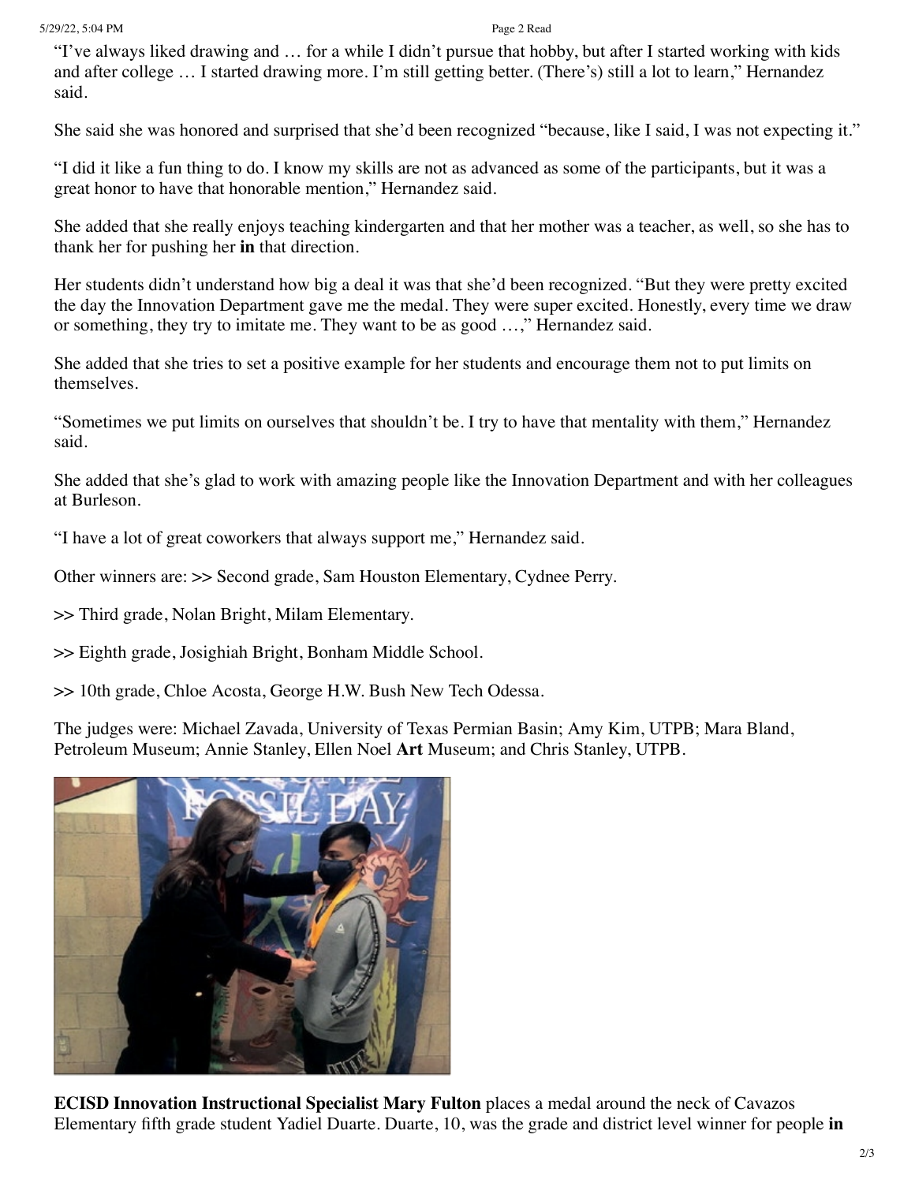"I've always liked drawing and … for a while I didn't pursue that hobby, but after I started working with kids and after college … I started drawing more. I'm still getting better. (There's) still a lot to learn," Hernandez said.

She said she was honored and surprised that she'd been recognized "because, like I said, I was not expecting it."

"I did it like a fun thing to do. I know my skills are not as advanced as some of the participants, but it was a great honor to have that honorable mention," Hernandez said.

She added that she really enjoys teaching kindergarten and that her mother was a teacher, as well, so she has to thank her for pushing her **in** that direction.

Her students didn't understand how big a deal it was that she'd been recognized. "But they were pretty excited the day the Innovation Department gave me the medal. They were super excited. Honestly, every time we draw or something, they try to imitate me. They want to be as good …," Hernandez said.

She added that she tries to set a positive example for her students and encourage them not to put limits on themselves.

"Sometimes we put limits on ourselves that shouldn't be. I try to have that mentality with them," Hernandez said.

She added that she's glad to work with amazing people like the Innovation Department and with her colleagues at Burleson.

"I have a lot of great coworkers that always support me," Hernandez said.

Other winners are: >> Second grade, Sam Houston Elementary, Cydnee Perry.

>> Third grade, Nolan Bright, Milam Elementary.

>> Eighth grade, Josighiah Bright, Bonham Middle School.

>> 10th grade, Chloe Acosta, George H.W. Bush New Tech Odessa.

The judges were: Michael Zavada, University of Texas Permian Basin; Amy Kim, UTPB; Mara Bland, Petroleum Museum; Annie Stanley, Ellen Noel **Art** Museum; and Chris Stanley, UTPB.

**ECISD Innovation Instructional Specialist Mary Fulton** places a medal around the neck of Cavazos Elementary fifth grade student Yadiel Duarte. Duarte, 10, was the grade and district level winner for people **in**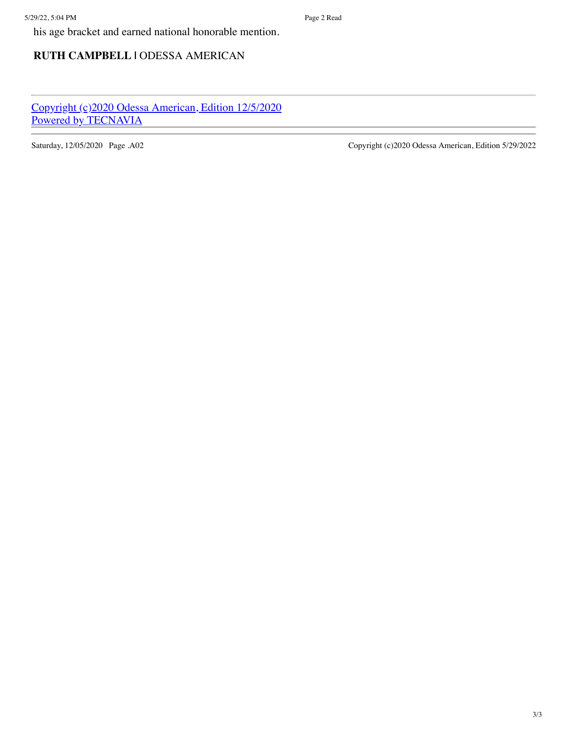his age bracket and earned national honorable mention.

**RUTH CAMPBELL |** ODESSA AMERICAN

---

[Copyright (c)2020 Odessa American, Edition 12/5/2020](#)
[Powered by TECNAVIA](#)

---

Saturday, 12/05/2020 Page .A02 Copyright (c)2020 Odessa American, Edition 5/29/2022